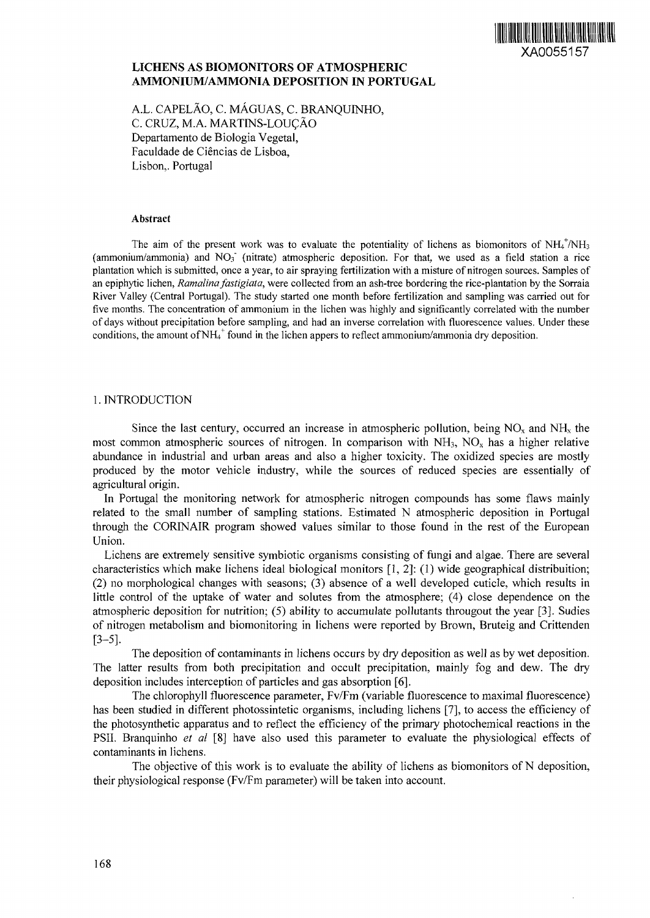# LICHENS AS BIOMONITORS OF ATMOSPHERIC AMMONIUM/AMMONIA DEPOSITION IN PORTUGAL

A.L. CAPELÃO, C. MÁGUAS, C. BRANQUINHO, C. CRUZ, M.A. MARTINS-LOUÇÃO
Departamento de Biologia Vegetal,
Faculdade de Ciências de Lisboa,
Lisbon,. Portugal

### Abstract

The aim of the present work was to evaluate the potentiality of lichens as biomonitors of $NH_4^+/NH_3$ (ammonium/ammonia) and $NO_3^-$ (nitrate) atmospheric deposition. For that, we used as a field station a rice plantation which is submitted, once a year, to air spraying fertilization with a misture of nitrogen sources. Samples of an epiphytic lichen, *Ramalina fastigiata*, were collected from an ash-tree bordering the rice-plantation by the Sorraia River Valley (Central Portugal). The study started one month before fertilization and sampling was carried out for five months. The concentration of ammonium in the lichen was highly and significantly correlated with the number of days without precipitation before sampling, and had an inverse correlation with fluorescence values. Under these conditions, the amount of $NH_4^+$ found in the lichen appers to reflect ammonium/ammonia dry deposition.

## 1. INTRODUCTION

Since the last century, occurred an increase in atmospheric pollution, being $NO_x$ and $NH_x$ the most common atmospheric sources of nitrogen. In comparison with $NH_3$, $NO_x$ has a higher relative abundance in industrial and urban areas and also a higher toxicity. The oxidized species are mostly produced by the motor vehicle industry, while the sources of reduced species are essentially of agricultural origin.

In Portugal the monitoring network for atmospheric nitrogen compounds has some flaws mainly related to the small number of sampling stations. Estimated N atmospheric deposition in Portugal through the CORINAIR program showed values similar to those found in the rest of the European Union.

Lichens are extremely sensitive symbiotic organisms consisting of fungi and algae. There are several characteristics which make lichens ideal biological monitors [1, 2]: (1) wide geographical distribuition; (2) no morphological changes with seasons; (3) absence of a well developed cuticle, which results in little control of the uptake of water and solutes from the atmosphere; (4) close dependence on the atmospheric deposition for nutrition; (5) ability to accumulate pollutants througout the year [3]. Sudies of nitrogen metabolism and biomonitoring in lichens were reported by Brown, Bruteig and Crittenden [3–5].

The deposition of contaminants in lichens occurs by dry deposition as well as by wet deposition. The latter results from both precipitation and occult precipitation, mainly fog and dew. The dry deposition includes interception of particles and gas absorption [6].

The chlorophyll fluorescence parameter, Fv/Fm (variable fluorescence to maximal fluorescence) has been studied in different photossintetic organisms, including lichens [7], to access the efficiency of the photosynthetic apparatus and to reflect the efficiency of the primary photochemical reactions in the PSII. Branquinho *et al* [8] have also used this parameter to evaluate the physiological effects of contaminants in lichens.

The objective of this work is to evaluate the ability of lichens as biomonitors of N deposition, their physiological response (Fv/Fm parameter) will be taken into account.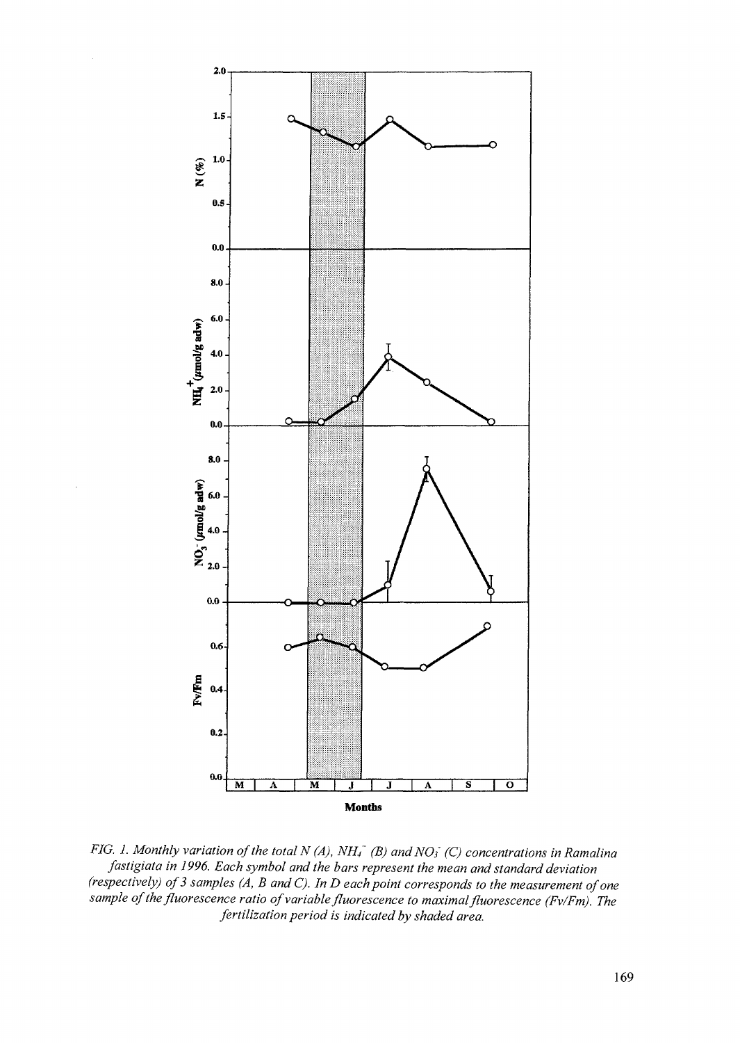*FIG. 1. Monthly variation of the total N (A), $NH_4^+$ (B) and $NO_3^-$ (C) concentrations in Ramalina fastigiata in 1996. Each symbol and the bars represent the mean and standard deviation (respectively) of 3 samples (A, B and C). In D each point corresponds to the measurement of one sample of the fluorescence ratio of variable fluorescence to maximal fluorescence (Fv/Fm). The fertilization period is indicated by shaded area.*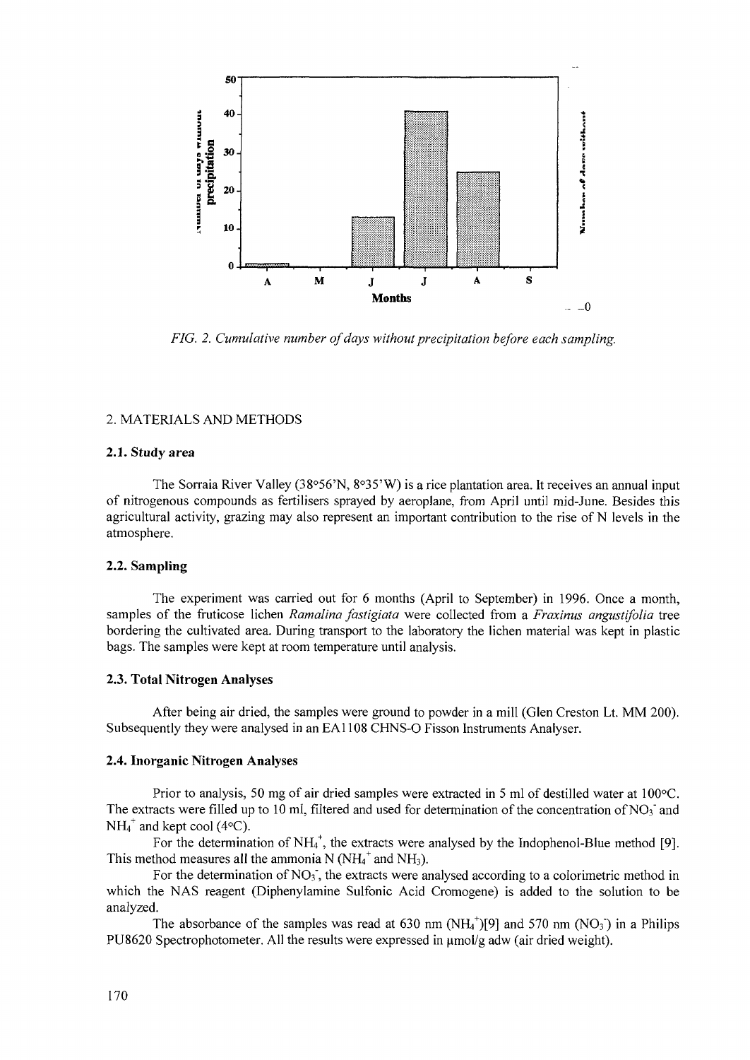FIG. 2. *Cumulative number of days without precipitation before each sampling.*

## 2. MATERIALS AND METHODS

### 2.1. Study area

The Sorraia River Valley (38°56'N, 8°35'W) is a rice plantation area. It receives an annual input of nitrogenous compounds as fertilisers sprayed by aeroplane, from April until mid-June. Besides this agricultural activity, grazing may also represent an important contribution to the rise of N levels in the atmosphere.

### 2.2. Sampling

The experiment was carried out for 6 months (April to September) in 1996. Once a month, samples of the fruticose lichen *Ramalina fastigiata* were collected from a *Fraxinus angustifolia* tree bordering the cultivated area. During transport to the laboratory the lichen material was kept in plastic bags. The samples were kept at room temperature until analysis.

### 2.3. Total Nitrogen Analyses

After being air dried, the samples were ground to powder in a mill (Glen Creston Lt. MM 200). Subsequently they were analysed in an EA1108 CHNS-O Fisson Instruments Analyser.

### 2.4. Inorganic Nitrogen Analyses

Prior to analysis, 50 mg of air dried samples were extracted in 5 ml of destilled water at 100°C. The extracts were filled up to 10 ml, filtered and used for determination of the concentration of $NO_3^-$ and $NH_4^+$ and kept cool (4°C).

For the determination of $NH_4^+$, the extracts were analysed by the Indophenol-Blue method [9]. This method measures all the ammonia N ($NH_4^+$ and $NH_3$).

For the determination of $NO_3^-$, the extracts were analysed according to a colorimetric method in which the NAS reagent (Diphenylamine Sulfonic Acid Cromogene) is added to the solution to be analyzed.

The absorbance of the samples was read at 630 nm ($NH_4^+$)[9] and 570 nm ($NO_3^-$) in a Philips PU8620 Spectrophotometer. All the results were expressed in μmol/g adw (air dried weight).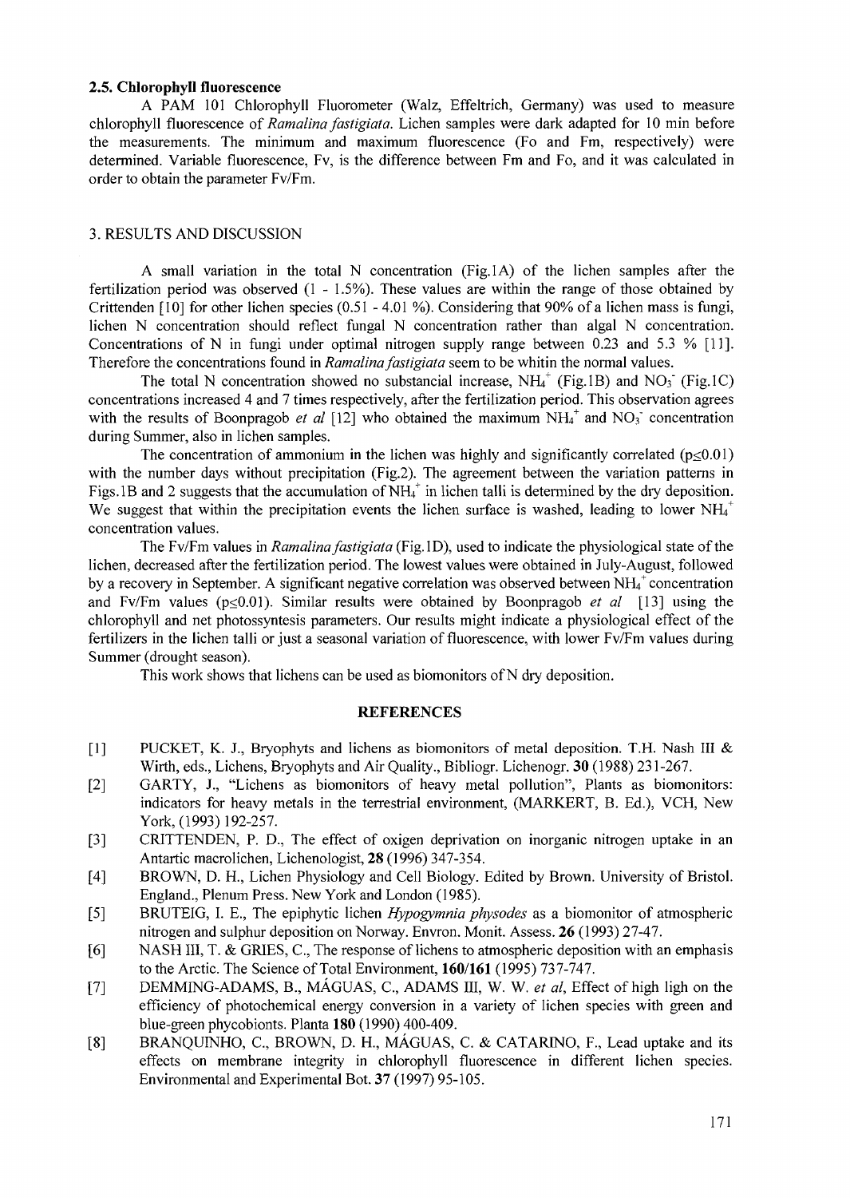### 2.5. Chlorophyll fluorescence

A PAM 101 Chlorophyll Fluorometer (Walz, Effeltrich, Germany) was used to measure chlorophyll fluorescence of *Ramalina fastigiata*. Lichen samples were dark adapted for 10 min before the measurements. The minimum and maximum fluorescence (Fo and Fm, respectively) were determined. Variable fluorescence, Fv, is the difference between Fm and Fo, and it was calculated in order to obtain the parameter Fv/Fm.

## 3. RESULTS AND DISCUSSION

A small variation in the total N concentration (Fig.1A) of the lichen samples after the fertilization period was observed (1 - 1.5%). These values are within the range of those obtained by Crittenden [10] for other lichen species (0.51 - 4.01 %). Considering that 90% of a lichen mass is fungi, lichen N concentration should reflect fungal N concentration rather than algal N concentration. Concentrations of N in fungi under optimal nitrogen supply range between 0.23 and 5.3 % [11]. Therefore the concentrations found in *Ramalina fastigiata* seem to be whitin the normal values.

The total N concentration showed no substancial increase, $NH_4^+$ (Fig.1B) and $NO_3^-$ (Fig.1C) concentrations increased 4 and 7 times respectively, after the fertilization period. This observation agrees with the results of Boonpragob *et al* [12] who obtained the maximum $NH_4^+$ and $NO_3^-$ concentration during Summer, also in lichen samples.

The concentration of ammonium in the lichen was highly and significantly correlated ($p \leq 0.01$) with the number days without precipitation (Fig.2). The agreement between the variation patterns in Figs.1B and 2 suggests that the accumulation of $NH_4^+$ in lichen talli is determined by the dry deposition. We suggest that within the precipitation events the lichen surface is washed, leading to lower $NH_4^+$ concentration values.

The Fv/Fm values in *Ramalina fastigiata* (Fig.1D), used to indicate the physiological state of the lichen, decreased after the fertilization period. The lowest values were obtained in July-August, followed by a recovery in September. A significant negative correlation was observed between $NH_4^+$ concentration and Fv/Fm values ($p \leq 0.01$). Similar results were obtained by Boonpragob *et al* [13] using the chlorophyll and net photossyntesis parameters. Our results might indicate a physiological effect of the fertilizers in the lichen talli or just a seasonal variation of fluorescence, with lower Fv/Fm values during Summer (drought season).

This work shows that lichens can be used as biomonitors of N dry deposition.

## REFERENCES

[1] PUCKET, K. J., Bryophyts and lichens as biomonitors of metal deposition. T.H. Nash III & Wirth, eds., Lichens, Bryophyts and Air Quality., Bibliogr. Lichenogr. **30** (1988) 231-267.

[2] GARTY, J., "Lichens as biomonitors of heavy metal pollution", Plants as biomonitors: indicators for heavy metals in the terrestrial environment, (MARKERT, B. Ed.), VCH, New York, (1993) 192-257.

[3] CRITTENDEN, P. D., The effect of oxigen deprivation on inorganic nitrogen uptake in an Antartic macrolichen, Lichenologist, **28** (1996) 347-354.

[4] BROWN, D. H., Lichen Physiology and Cell Biology. Edited by Brown. University of Bristol. England., Plenum Press. New York and London (1985).

[5] BRUTEIG, I. E., The epiphytic lichen *Hypogymnia physodes* as a biomonitor of atmospheric nitrogen and sulphur deposition on Norway. Envron. Monit. Assess. **26** (1993) 27-47.

[6] NASH III, T. & GRIES, C., The response of lichens to atmospheric deposition with an emphasis to the Arctic. The Science of Total Environment, **160/161** (1995) 737-747.

[7] DEMMING-ADAMS, B., MÁGUAS, C., ADAMS III, W. W. *et al*, Effect of high ligh on the efficiency of photochemical energy conversion in a variety of lichen species with green and blue-green phycobionts. Planta **180** (1990) 400-409.

[8] BRANQUINHO, C., BROWN, D. H., MÁGUAS, C. & CATARINO, F., Lead uptake and its effects on membrane integrity in chlorophyll fluorescence in different lichen species. Environmental and Experimental Bot. **37** (1997) 95-105.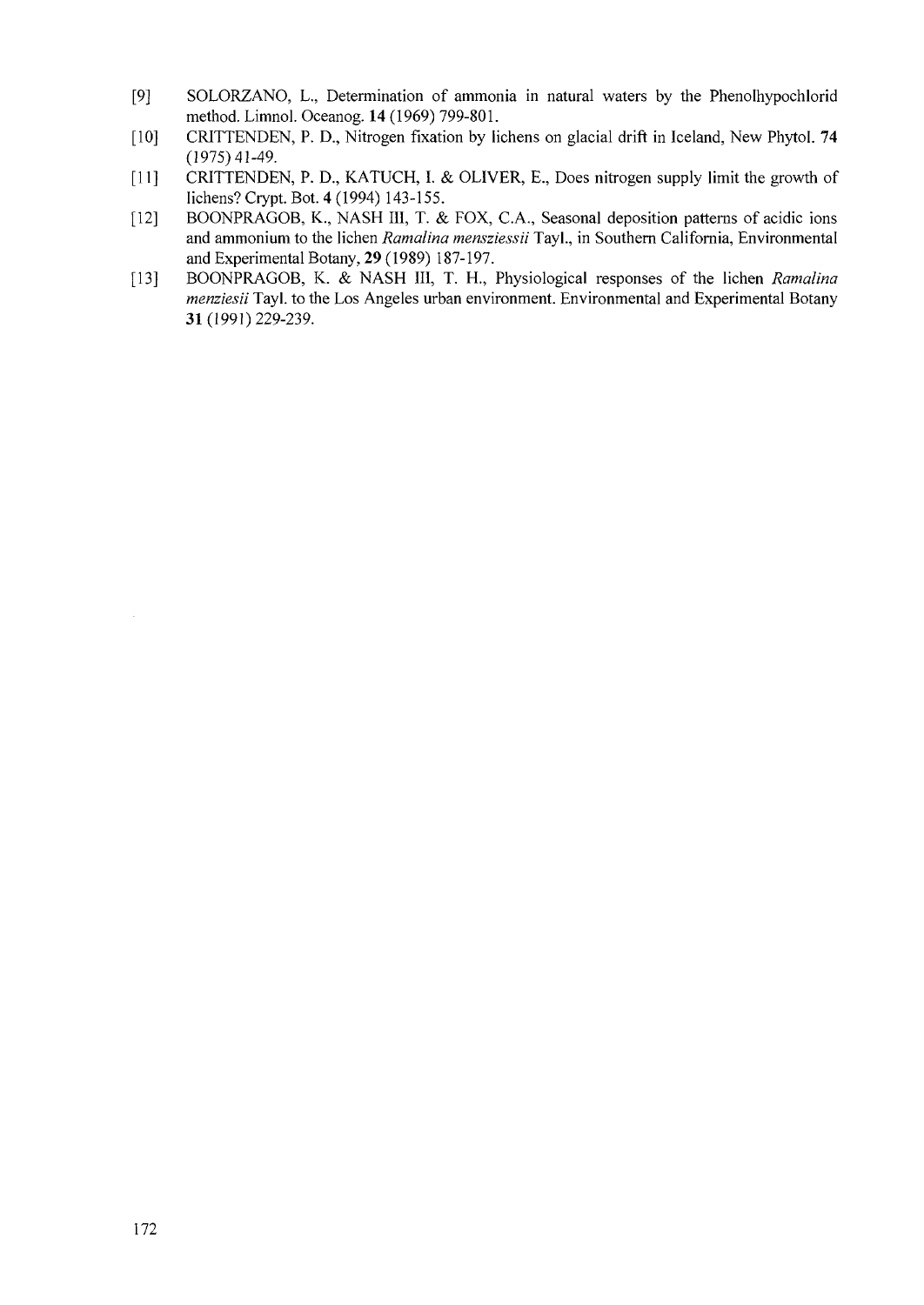[9] SOLORZANO, L., Determination of ammonia in natural waters by the Phenolhypochlorid method. Limnol. Oceanog. **14** (1969) 799-801.

[10] CRITTENDEN, P. D., Nitrogen fixation by lichens on glacial drift in Iceland, New Phytol. **74** (1975) 41-49.

[11] CRITTENDEN, P. D., KATUCH, I. & OLIVER, E., Does nitrogen supply limit the growth of lichens? Crypt. Bot. **4** (1994) 143-155.

[12] BOONPRAGOB, K., NASH III, T. & FOX, C.A., Seasonal deposition patterns of acidic ions and ammonium to the lichen *Ramalina mensziessii* Tayl., in Southern California, Environmental and Experimental Botany, **29** (1989) 187-197.

[13] BOONPRAGOB, K. & NASH III, T. H., Physiological responses of the lichen *Ramalina menziesii* Tayl. to the Los Angeles urban environment. Environmental and Experimental Botany **31** (1991) 229-239.